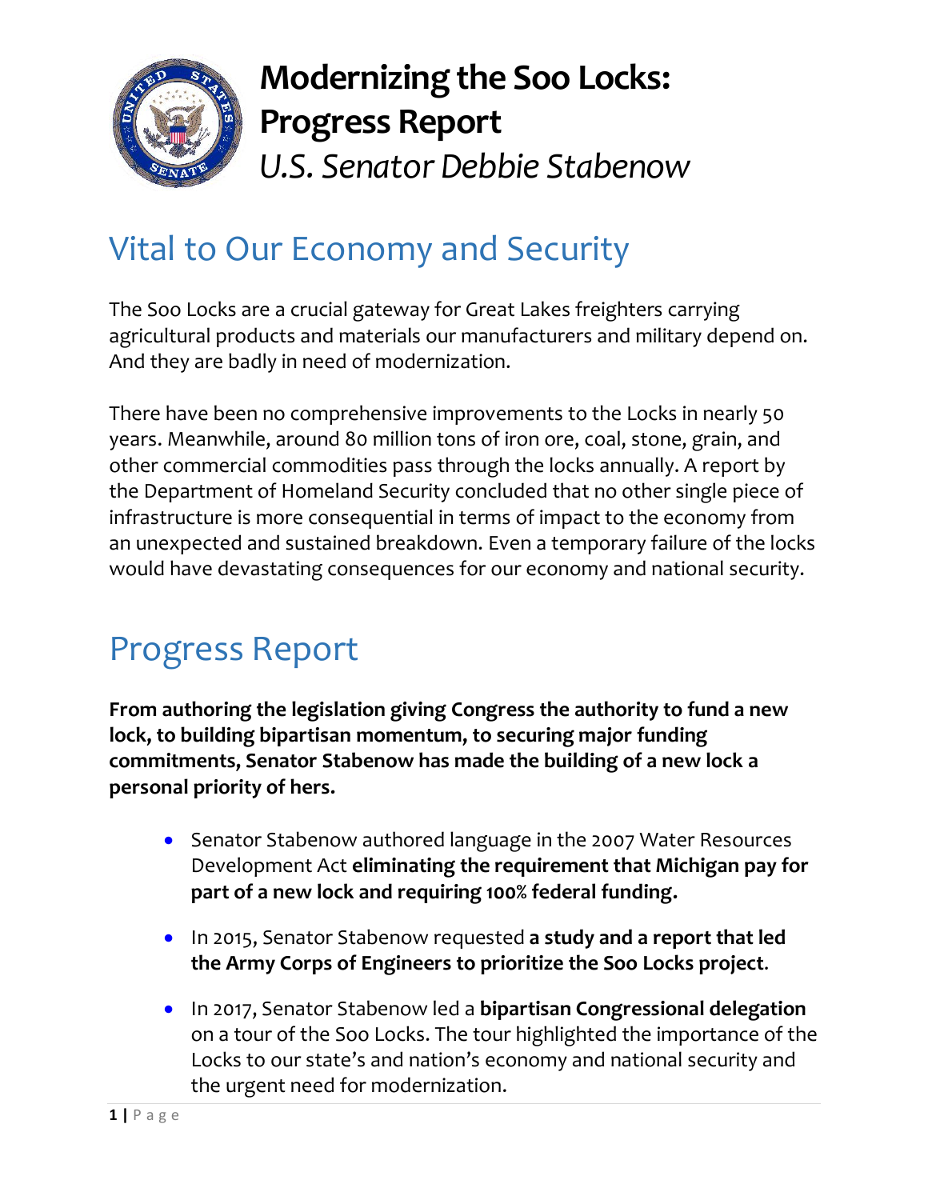# Modernizing the Soo Locks: Progress Report

*U.S. Senator Debbie Stabenow*

## Vital to Our Economy and Security

The Soo Locks are a crucial gateway for Great Lakes freighters carrying agricultural products and materials our manufacturers and military depend on. And they are badly in need of modernization.

There have been no comprehensive improvements to the Locks in nearly 50 years. Meanwhile, around 80 million tons of iron ore, coal, stone, grain, and other commercial commodities pass through the locks annually. A report by the Department of Homeland Security concluded that no other single piece of infrastructure is more consequential in terms of impact to the economy from an unexpected and sustained breakdown. Even a temporary failure of the locks would have devastating consequences for our economy and national security.

## Progress Report

**From authoring the legislation giving Congress the authority to fund a new lock, to building bipartisan momentum, to securing major funding commitments, Senator Stabenow has made the building of a new lock a personal priority of hers.**

- Senator Stabenow authored language in the 2007 Water Resources Development Act **eliminating the requirement that Michigan pay for part of a new lock and requiring 100% federal funding.**
- In 2015, Senator Stabenow requested **a study and a report that led the Army Corps of Engineers to prioritize the Soo Locks project**.
- In 2017, Senator Stabenow led a **bipartisan Congressional delegation** on a tour of the Soo Locks. The tour highlighted the importance of the Locks to our state's and nation's economy and national security and the urgent need for modernization.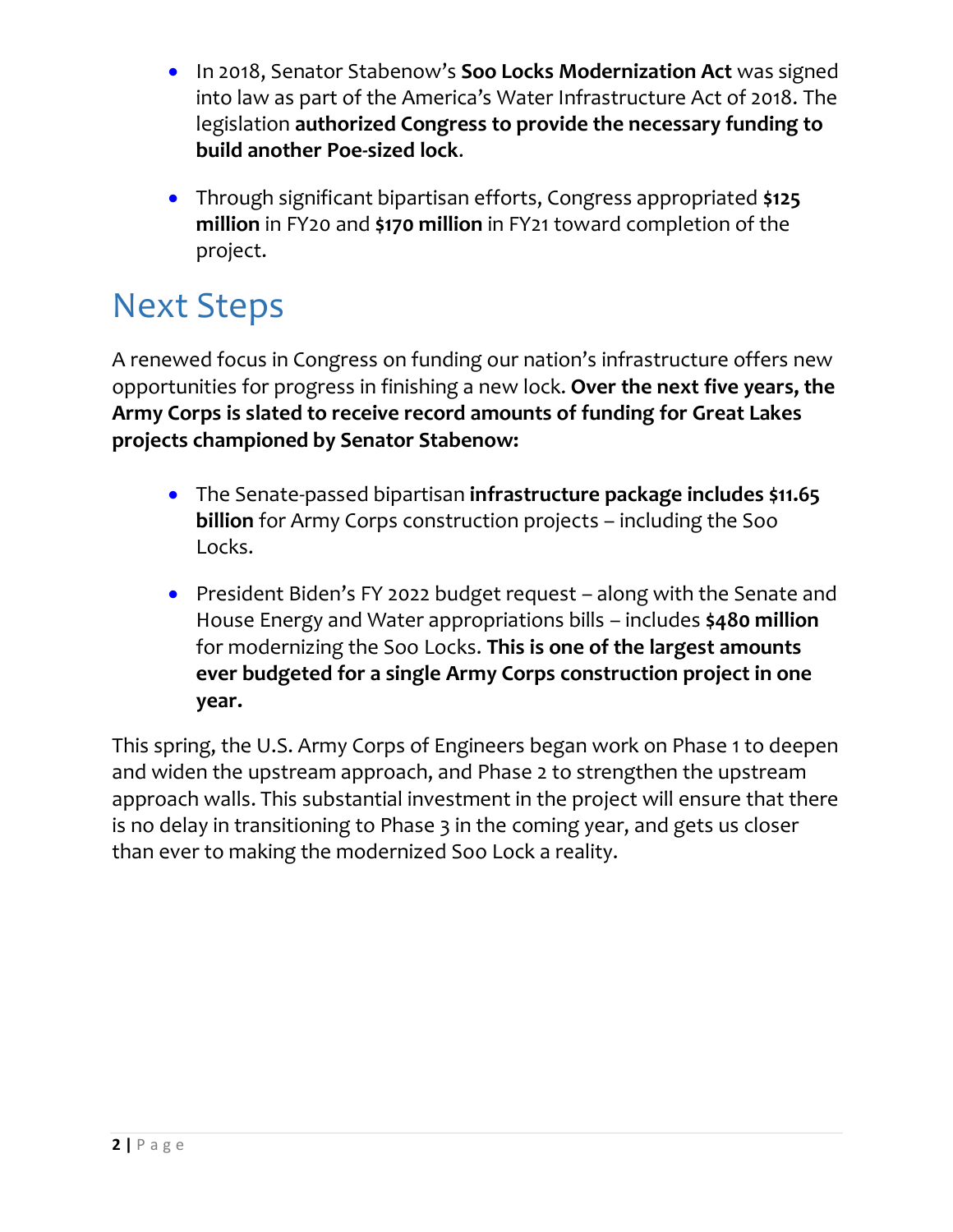- In 2018, Senator Stabenow's **Soo Locks Modernization Act** was signed into law as part of the America's Water Infrastructure Act of 2018. The legislation **authorized Congress to provide the necessary funding to build another Poe-sized lock**.
- Through significant bipartisan efforts, Congress appropriated **$125 million** in FY20 and **$170 million** in FY21 toward completion of the project.

## Next Steps

A renewed focus in Congress on funding our nation's infrastructure offers new opportunities for progress in finishing a new lock. **Over the next five years, the Army Corps is slated to receive record amounts of funding for Great Lakes projects championed by Senator Stabenow:**

- The Senate-passed bipartisan **infrastructure package includes $11.65 billion** for Army Corps construction projects – including the Soo Locks.
- President Biden's FY 2022 budget request – along with the Senate and House Energy and Water appropriations bills – includes **$480 million** for modernizing the Soo Locks. **This is one of the largest amounts ever budgeted for a single Army Corps construction project in one year.**

This spring, the U.S. Army Corps of Engineers began work on Phase 1 to deepen and widen the upstream approach, and Phase 2 to strengthen the upstream approach walls. This substantial investment in the project will ensure that there is no delay in transitioning to Phase 3 in the coming year, and gets us closer than ever to making the modernized Soo Lock a reality.